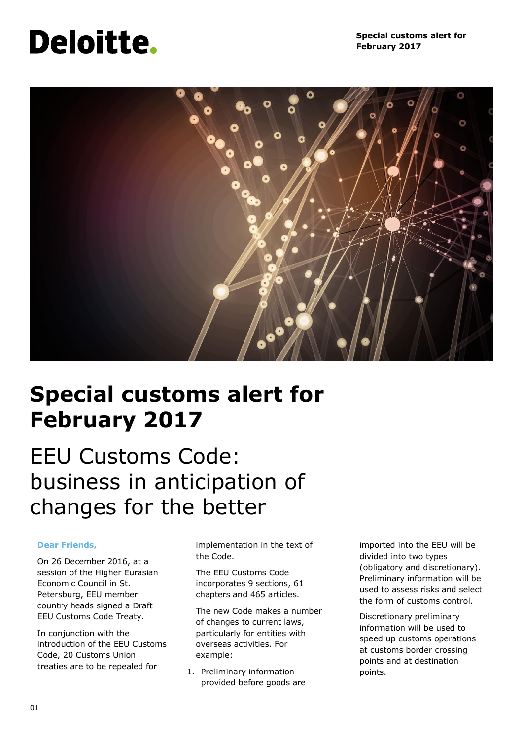# Special customs alert for February 2017

## EEU Customs Code: business in anticipation of changes for the better

**Dear Friends,**

On 26 December 2016, at a session of the Higher Eurasian Economic Council in St. Petersburg, EEU member country heads signed a Draft EEU Customs Code Treaty.

In conjunction with the introduction of the EEU Customs Code, 20 Customs Union treaties are to be repealed for implementation in the text of the Code.

The EEU Customs Code incorporates 9 sections, 61 chapters and 465 articles.

The new Code makes a number of changes to current laws, particularly for entities with overseas activities. For example:

1. Preliminary information provided before goods are imported into the EEU will be divided into two types (obligatory and discretionary). Preliminary information will be used to assess risks and select the form of customs control.

   Discretionary preliminary information will be used to speed up customs operations at customs border crossing points and at destination points.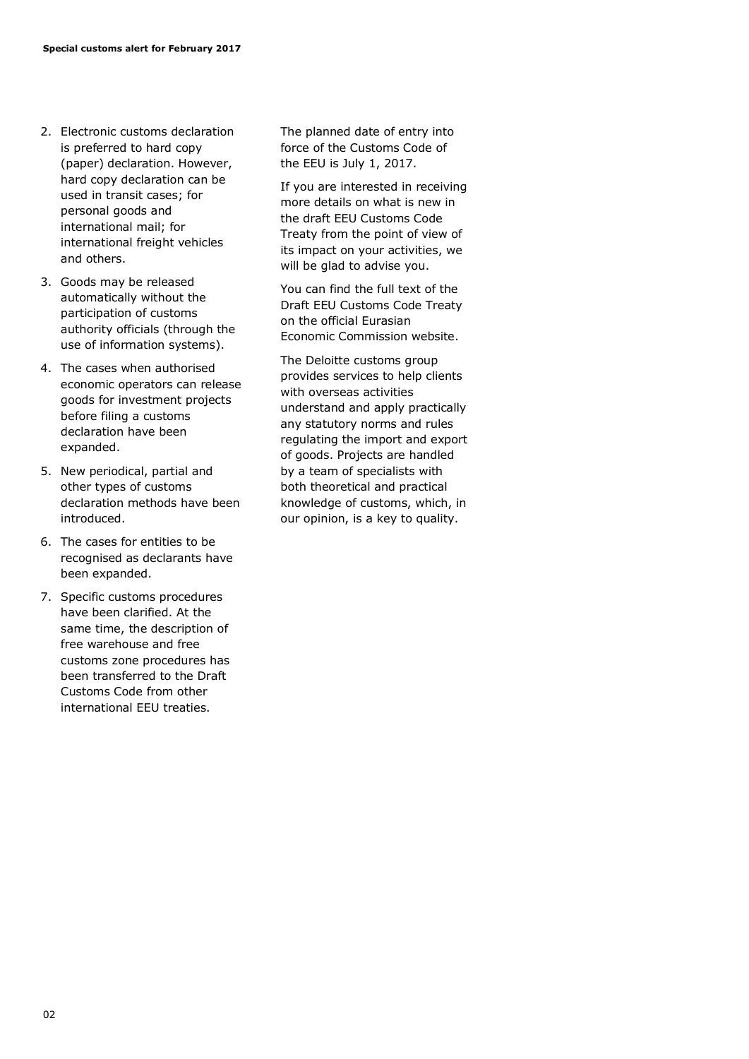2. Electronic customs declaration is preferred to hard copy (paper) declaration. However, hard copy declaration can be used in transit cases; for personal goods and international mail; for international freight vehicles and others.
3. Goods may be released automatically without the participation of customs authority officials (through the use of information systems).
4. The cases when authorised economic operators can release goods for investment projects before filing a customs declaration have been expanded.
5. New periodical, partial and other types of customs declaration methods have been introduced.
6. The cases for entities to be recognised as declarants have been expanded.
7. Specific customs procedures have been clarified. At the same time, the description of free warehouse and free customs zone procedures has been transferred to the Draft Customs Code from other international EEU treaties.

The planned date of entry into force of the Customs Code of the EEU is July 1, 2017.

If you are interested in receiving more details on what is new in the draft EEU Customs Code Treaty from the point of view of its impact on your activities, we will be glad to advise you.

You can find the full text of the Draft EEU Customs Code Treaty on the official Eurasian Economic Commission website.

The Deloitte customs group provides services to help clients with overseas activities understand and apply practically any statutory norms and rules regulating the import and export of goods. Projects are handled by a team of specialists with both theoretical and practical knowledge of customs, which, in our opinion, is a key to quality.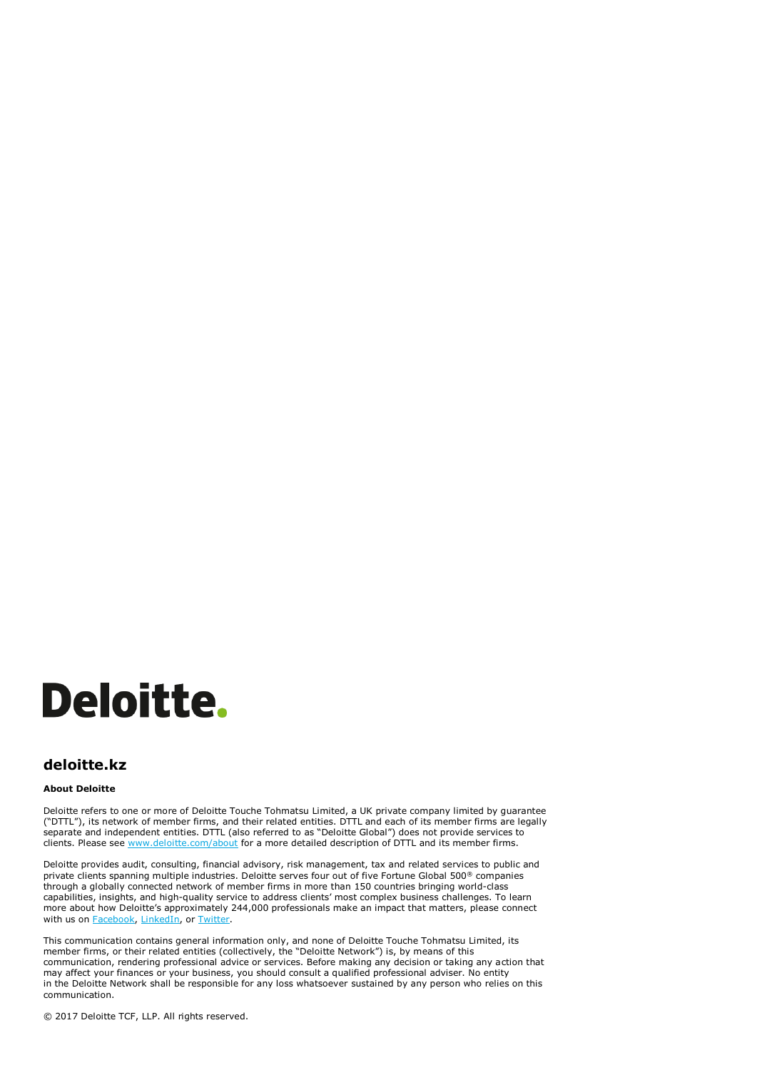Deloitte.

## deloitte.kz

**About Deloitte**

Deloitte refers to one or more of Deloitte Touche Tohmatsu Limited, a UK private company limited by guarantee ("DTTL"), its network of member firms, and their related entities. DTTL and each of its member firms are legally separate and independent entities. DTTL (also referred to as "Deloitte Global") does not provide services to clients. Please see [www.deloitte.com/about](www.deloitte.com/about) for a more detailed description of DTTL and its member firms.

Deloitte provides audit, consulting, financial advisory, risk management, tax and related services to public and private clients spanning multiple industries. Deloitte serves four out of five Fortune Global 500® companies through a globally connected network of member firms in more than 150 countries bringing world-class capabilities, insights, and high-quality service to address clients' most complex business challenges. To learn more about how Deloitte's approximately 244,000 professionals make an impact that matters, please connect with us on Facebook, LinkedIn, or Twitter.

This communication contains general information only, and none of Deloitte Touche Tohmatsu Limited, its member firms, or their related entities (collectively, the "Deloitte Network") is, by means of this communication, rendering professional advice or services. Before making any decision or taking any action that may affect your finances or your business, you should consult a qualified professional adviser. No entity in the Deloitte Network shall be responsible for any loss whatsoever sustained by any person who relies on this communication.

© 2017 Deloitte TCF, LLP. All rights reserved.